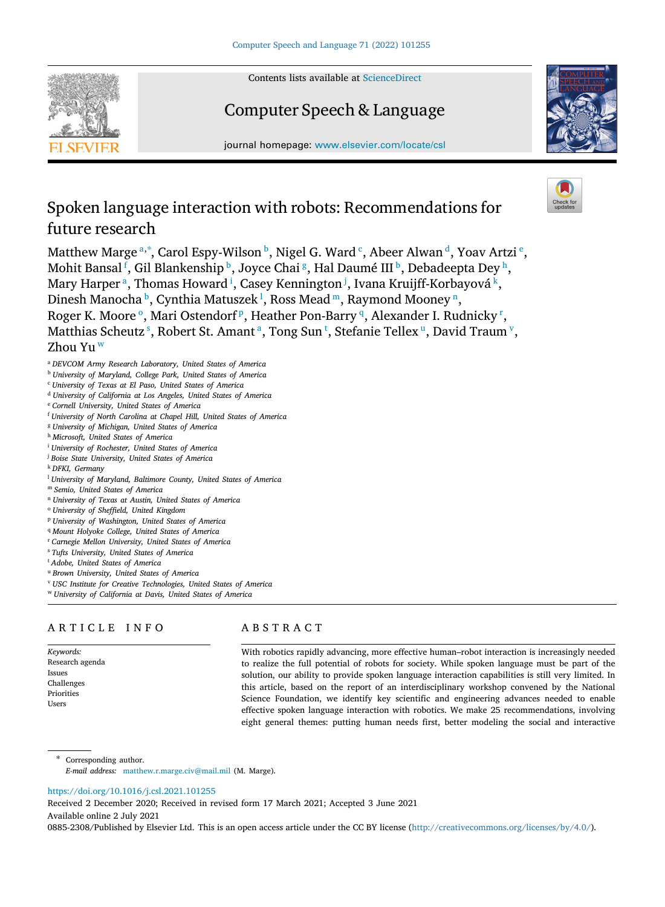Contents lists available at ScienceDirect

# Computer Speech & Language

journal homepage: www.elsevier.com/locate/csl

# Spoken language interaction with robots: Recommendations for future research

Matthew Marge[a,*], Carol Espy-Wilson[b], Nigel G. Ward[c], Abeer Alwan[d], Yoav Artzi[e], Mohit Bansal[f], Gil Blankenship[b], Joyce Chai[g], Hal Daumé III[b], Debadeepta Dey[h], Mary Harper[a], Thomas Howard[i], Casey Kennington[j], Ivana Kruijff-Korbayová[k], Dinesh Manocha[b], Cynthia Matuszek[l], Ross Mead[m], Raymond Mooney[n], Roger K. Moore[o], Mari Ostendorf[p], Heather Pon-Barry[q], Alexander I. Rudnicky[r], Matthias Scheutz[s], Robert St. Amant[a], Tong Sun[t], Stefanie Tellex[u], David Traum[v], Zhou Yu[w]

[a] *DEVCOM Army Research Laboratory, United States of America*
[b] *University of Maryland, College Park, United States of America*
[c] *University of Texas at El Paso, United States of America*
[d] *University of California at Los Angeles, United States of America*
[e] *Cornell University, United States of America*
[f] *University of North Carolina at Chapel Hill, United States of America*
[g] *University of Michigan, United States of America*
[h] *Microsoft, United States of America*
[i] *University of Rochester, United States of America*
[j] *Boise State University, United States of America*
[k] *DFKI, Germany*
[l] *University of Maryland, Baltimore County, United States of America*
[m] *Semio, United States of America*
[n] *University of Texas at Austin, United States of America*
[o] *University of Sheffield, United Kingdom*
[p] *University of Washington, United States of America*
[q] *Mount Holyoke College, United States of America*
[r] *Carnegie Mellon University, United States of America*
[s] *Tufts University, United States of America*
[t] *Adobe, United States of America*
[u] *Brown University, United States of America*
[v] *USC Institute for Creative Technologies, United States of America*
[w] *University of California at Davis, United States of America*

## ARTICLE INFO

*Keywords:*
Research agenda
Issues
Challenges
Priorities
Users

## ABSTRACT

With robotics rapidly advancing, more effective human–robot interaction is increasingly needed to realize the full potential of robots for society. While spoken language must be part of the solution, our ability to provide spoken language interaction capabilities is still very limited. In this article, based on the report of an interdisciplinary workshop convened by the National Science Foundation, we identify key scientific and engineering advances needed to enable effective spoken language interaction with robotics. We make 25 recommendations, involving eight general themes: putting human needs first, better modeling the social and interactive

---

* Corresponding author.
*E-mail address:* matthew.r.marge.civ@mail.mil (M. Marge).

https://doi.org/10.1016/j.csl.2021.101255
Received 2 December 2020; Received in revised form 17 March 2021; Accepted 3 June 2021
Available online 2 July 2021
0885-2308/Published by Elsevier Ltd. This is an open access article under the CC BY license (http://creativecommons.org/licenses/by/4.0/).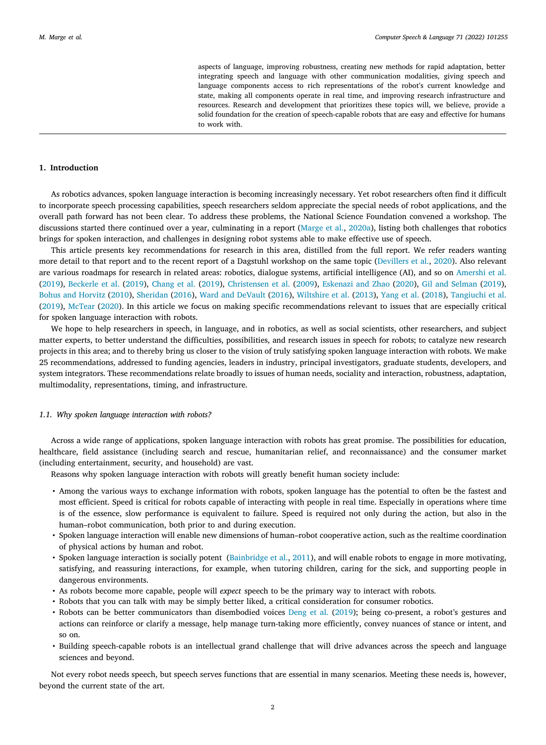aspects of language, improving robustness, creating new methods for rapid adaptation, better integrating speech and language with other communication modalities, giving speech and language components access to rich representations of the robot's current knowledge and state, making all components operate in real time, and improving research infrastructure and resources. Research and development that prioritizes these topics will, we believe, provide a solid foundation for the creation of speech-capable robots that are easy and effective for humans to work with.

## 1. Introduction

As robotics advances, spoken language interaction is becoming increasingly necessary. Yet robot researchers often find it difficult to incorporate speech processing capabilities, speech researchers seldom appreciate the special needs of robot applications, and the overall path forward has not been clear. To address these problems, the National Science Foundation convened a workshop. The discussions started there continued over a year, culminating in a report (Marge et al., 2020a), listing both challenges that robotics brings for spoken interaction, and challenges in designing robot systems able to make effective use of speech.

This article presents key recommendations for research in this area, distilled from the full report. We refer readers wanting more detail to that report and to the recent report of a Dagstuhl workshop on the same topic (Devillers et al., 2020). Also relevant are various roadmaps for research in related areas: robotics, dialogue systems, artificial intelligence (AI), and so on Amershi et al. (2019), Beckerle et al. (2019), Chang et al. (2019), Christensen et al. (2009), Eskenazi and Zhao (2020), Gil and Selman (2019), Bohus and Horvitz (2010), Sheridan (2016), Ward and DeVault (2016), Wiltshire et al. (2013), Yang et al. (2018), Tangiuchi et al. (2019), McTear (2020). In this article we focus on making specific recommendations relevant to issues that are especially critical for spoken language interaction with robots.

We hope to help researchers in speech, in language, and in robotics, as well as social scientists, other researchers, and subject matter experts, to better understand the difficulties, possibilities, and research issues in speech for robots; to catalyze new research projects in this area; and to thereby bring us closer to the vision of truly satisfying spoken language interaction with robots. We make 25 recommendations, addressed to funding agencies, leaders in industry, principal investigators, graduate students, developers, and system integrators. These recommendations relate broadly to issues of human needs, sociality and interaction, robustness, adaptation, multimodality, representations, timing, and infrastructure.

### 1.1. Why spoken language interaction with robots?

Across a wide range of applications, spoken language interaction with robots has great promise. The possibilities for education, healthcare, field assistance (including search and rescue, humanitarian relief, and reconnaissance) and the consumer market (including entertainment, security, and household) are vast.

Reasons why spoken language interaction with robots will greatly benefit human society include:

- Among the various ways to exchange information with robots, spoken language has the potential to often be the fastest and most efficient. Speed is critical for robots capable of interacting with people in real time. Especially in operations where time is of the essence, slow performance is equivalent to failure. Speed is required not only during the action, but also in the human–robot communication, both prior to and during execution.
- Spoken language interaction will enable new dimensions of human–robot cooperative action, such as the realtime coordination of physical actions by human and robot.
- Spoken language interaction is socially potent (Bainbridge et al., 2011), and will enable robots to engage in more motivating, satisfying, and reassuring interactions, for example, when tutoring children, caring for the sick, and supporting people in dangerous environments.
- As robots become more capable, people will *expect* speech to be the primary way to interact with robots.
- Robots that you can talk with may be simply better liked, a critical consideration for consumer robotics.
- Robots can be better communicators than disembodied voices Deng et al. (2019); being co-present, a robot's gestures and actions can reinforce or clarify a message, help manage turn-taking more efficiently, convey nuances of stance or intent, and so on.
- Building speech-capable robots is an intellectual grand challenge that will drive advances across the speech and language sciences and beyond.

Not every robot needs speech, but speech serves functions that are essential in many scenarios. Meeting these needs is, however, beyond the current state of the art.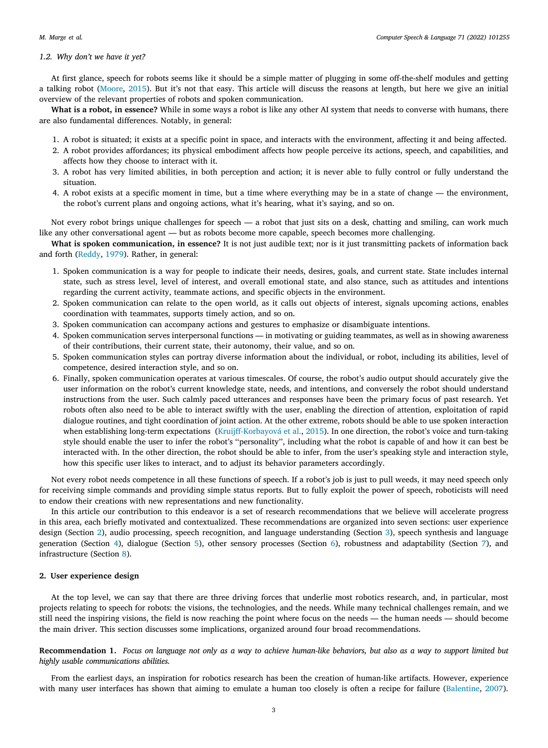### 1.2. Why don't we have it yet?

At first glance, speech for robots seems like it should be a simple matter of plugging in some off-the-shelf modules and getting a talking robot (Moore, 2015). But it's not that easy. This article will discuss the reasons at length, but here we give an initial overview of the relevant properties of robots and spoken communication.

**What is a robot, in essence?** While in some ways a robot is like any other AI system that needs to converse with humans, there are also fundamental differences. Notably, in general:

1. A robot is situated; it exists at a specific point in space, and interacts with the environment, affecting it and being affected.
2. A robot provides affordances; its physical embodiment affects how people perceive its actions, speech, and capabilities, and affects how they choose to interact with it.
3. A robot has very limited abilities, in both perception and action; it is never able to fully control or fully understand the situation.
4. A robot exists at a specific moment in time, but a time where everything may be in a state of change — the environment, the robot's current plans and ongoing actions, what it's hearing, what it's saying, and so on.

Not every robot brings unique challenges for speech — a robot that just sits on a desk, chatting and smiling, can work much like any other conversational agent — but as robots become more capable, speech becomes more challenging.

**What is spoken communication, in essence?** It is not just audible text; nor is it just transmitting packets of information back and forth (Reddy, 1979). Rather, in general:

1. Spoken communication is a way for people to indicate their needs, desires, goals, and current state. State includes internal state, such as stress level, level of interest, and overall emotional state, and also stance, such as attitudes and intentions regarding the current activity, teammate actions, and specific objects in the environment.
2. Spoken communication can relate to the open world, as it calls out objects of interest, signals upcoming actions, enables coordination with teammates, supports timely action, and so on.
3. Spoken communication can accompany actions and gestures to emphasize or disambiguate intentions.
4. Spoken communication serves interpersonal functions — in motivating or guiding teammates, as well as in showing awareness of their contributions, their current state, their autonomy, their value, and so on.
5. Spoken communication styles can portray diverse information about the individual, or robot, including its abilities, level of competence, desired interaction style, and so on.
6. Finally, spoken communication operates at various timescales. Of course, the robot's audio output should accurately give the user information on the robot's current knowledge state, needs, and intentions, and conversely the robot should understand instructions from the user. Such calmly paced utterances and responses have been the primary focus of past research. Yet robots often also need to be able to interact swiftly with the user, enabling the direction of attention, exploitation of rapid dialogue routines, and tight coordination of joint action. At the other extreme, robots should be able to use spoken interaction when establishing long-term expectations (Kruijff-Korbayová et al., 2015). In one direction, the robot's voice and turn-taking style should enable the user to infer the robot's "personality", including what the robot is capable of and how it can best be interacted with. In the other direction, the robot should be able to infer, from the user's speaking style and interaction style, how this specific user likes to interact, and to adjust its behavior parameters accordingly.

Not every robot needs competence in all these functions of speech. If a robot's job is just to pull weeds, it may need speech only for receiving simple commands and providing simple status reports. But to fully exploit the power of speech, roboticists will need to endow their creations with new representations and new functionality.

In this article our contribution to this endeavor is a set of research recommendations that we believe will accelerate progress in this area, each briefly motivated and contextualized. These recommendations are organized into seven sections: user experience design (Section 2), audio processing, speech recognition, and language understanding (Section 3), speech synthesis and language generation (Section 4), dialogue (Section 5), other sensory processes (Section 6), robustness and adaptability (Section 7), and infrastructure (Section 8).

## 2. User experience design

At the top level, we can say that there are three driving forces that underlie most robotics research, and, in particular, most projects relating to speech for robots: the visions, the technologies, and the needs. While many technical challenges remain, and we still need the inspiring visions, the field is now reaching the point where focus on the needs — the human needs — should become the main driver. This section discusses some implications, organized around four broad recommendations.

**Recommendation 1.** *Focus on language not only as a way to achieve human-like behaviors, but also as a way to support limited but highly usable communications abilities.*

From the earliest days, an inspiration for robotics research has been the creation of human-like artifacts. However, experience with many user interfaces has shown that aiming to emulate a human too closely is often a recipe for failure (Balentine, 2007).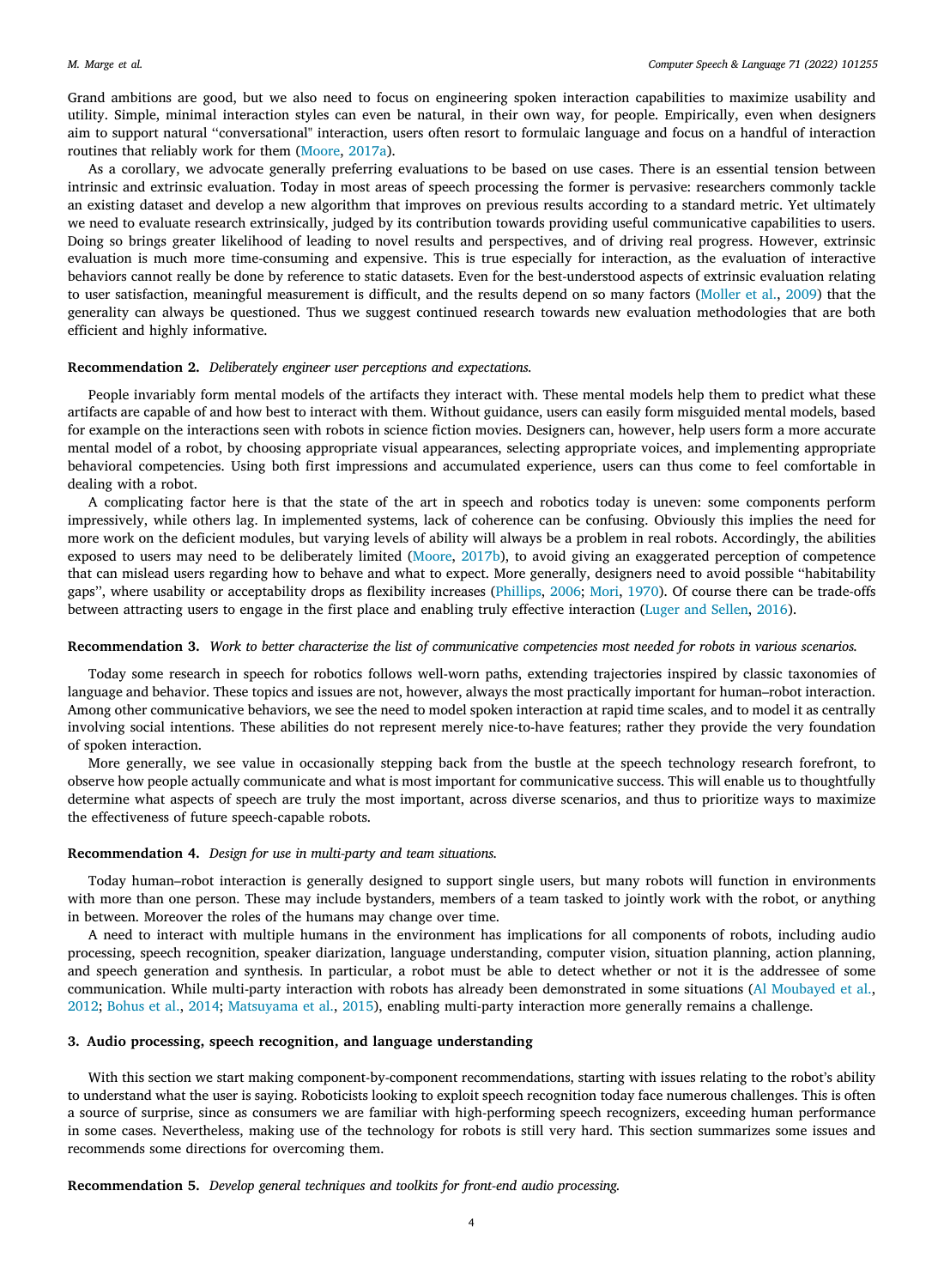Grand ambitions are good, but we also need to focus on engineering spoken interaction capabilities to maximize usability and utility. Simple, minimal interaction styles can even be natural, in their own way, for people. Empirically, even when designers aim to support natural ''conversational'' interaction, users often resort to formulaic language and focus on a handful of interaction routines that reliably work for them (Moore, 2017a).

As a corollary, we advocate generally preferring evaluations to be based on use cases. There is an essential tension between intrinsic and extrinsic evaluation. Today in most areas of speech processing the former is pervasive: researchers commonly tackle an existing dataset and develop a new algorithm that improves on previous results according to a standard metric. Yet ultimately we need to evaluate research extrinsically, judged by its contribution towards providing useful communicative capabilities to users. Doing so brings greater likelihood of leading to novel results and perspectives, and of driving real progress. However, extrinsic evaluation is much more time-consuming and expensive. This is true especially for interaction, as the evaluation of interactive behaviors cannot really be done by reference to static datasets. Even for the best-understood aspects of extrinsic evaluation relating to user satisfaction, meaningful measurement is difficult, and the results depend on so many factors (Moller et al., 2009) that the generality can always be questioned. Thus we suggest continued research towards new evaluation methodologies that are both efficient and highly informative.

**Recommendation 2.** *Deliberately engineer user perceptions and expectations.*

People invariably form mental models of the artifacts they interact with. These mental models help them to predict what these artifacts are capable of and how best to interact with them. Without guidance, users can easily form misguided mental models, based for example on the interactions seen with robots in science fiction movies. Designers can, however, help users form a more accurate mental model of a robot, by choosing appropriate visual appearances, selecting appropriate voices, and implementing appropriate behavioral competencies. Using both first impressions and accumulated experience, users can thus come to feel comfortable in dealing with a robot.

A complicating factor here is that the state of the art in speech and robotics today is uneven: some components perform impressively, while others lag. In implemented systems, lack of coherence can be confusing. Obviously this implies the need for more work on the deficient modules, but varying levels of ability will always be a problem in real robots. Accordingly, the abilities exposed to users may need to be deliberately limited (Moore, 2017b), to avoid giving an exaggerated perception of competence that can mislead users regarding how to behave and what to expect. More generally, designers need to avoid possible ''habitability gaps'', where usability or acceptability drops as flexibility increases (Phillips, 2006; Mori, 1970). Of course there can be trade-offs between attracting users to engage in the first place and enabling truly effective interaction (Luger and Sellen, 2016).

**Recommendation 3.** *Work to better characterize the list of communicative competencies most needed for robots in various scenarios.*

Today some research in speech for robotics follows well-worn paths, extending trajectories inspired by classic taxonomies of language and behavior. These topics and issues are not, however, always the most practically important for human–robot interaction. Among other communicative behaviors, we see the need to model spoken interaction at rapid time scales, and to model it as centrally involving social intentions. These abilities do not represent merely nice-to-have features; rather they provide the very foundation of spoken interaction.

More generally, we see value in occasionally stepping back from the bustle at the speech technology research forefront, to observe how people actually communicate and what is most important for communicative success. This will enable us to thoughtfully determine what aspects of speech are truly the most important, across diverse scenarios, and thus to prioritize ways to maximize the effectiveness of future speech-capable robots.

**Recommendation 4.** *Design for use in multi-party and team situations.*

Today human–robot interaction is generally designed to support single users, but many robots will function in environments with more than one person. These may include bystanders, members of a team tasked to jointly work with the robot, or anything in between. Moreover the roles of the humans may change over time.

A need to interact with multiple humans in the environment has implications for all components of robots, including audio processing, speech recognition, speaker diarization, language understanding, computer vision, situation planning, action planning, and speech generation and synthesis. In particular, a robot must be able to detect whether or not it is the addressee of some communication. While multi-party interaction with robots has already been demonstrated in some situations (Al Moubayed et al., 2012; Bohus et al., 2014; Matsuyama et al., 2015), enabling multi-party interaction more generally remains a challenge.

## 3. Audio processing, speech recognition, and language understanding

With this section we start making component-by-component recommendations, starting with issues relating to the robot's ability to understand what the user is saying. Roboticists looking to exploit speech recognition today face numerous challenges. This is often a source of surprise, since as consumers we are familiar with high-performing speech recognizers, exceeding human performance in some cases. Nevertheless, making use of the technology for robots is still very hard. This section summarizes some issues and recommends some directions for overcoming them.

**Recommendation 5.** *Develop general techniques and toolkits for front-end audio processing.*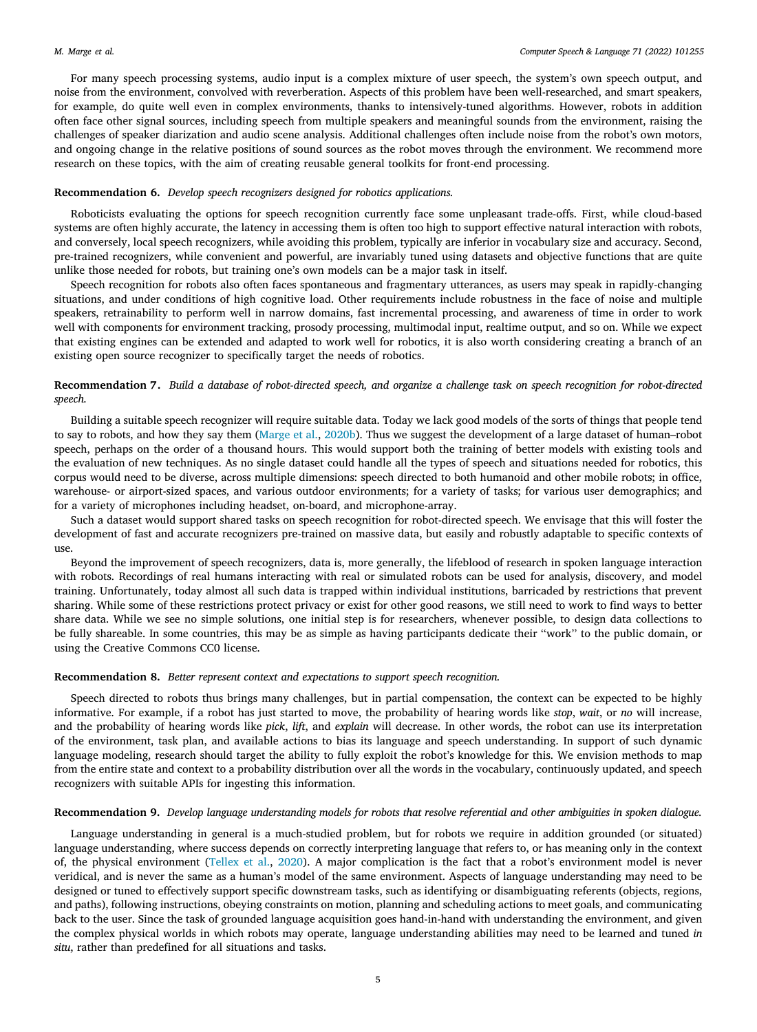For many speech processing systems, audio input is a complex mixture of user speech, the system's own speech output, and noise from the environment, convolved with reverberation. Aspects of this problem have been well-researched, and smart speakers, for example, do quite well even in complex environments, thanks to intensively-tuned algorithms. However, robots in addition often face other signal sources, including speech from multiple speakers and meaningful sounds from the environment, raising the challenges of speaker diarization and audio scene analysis. Additional challenges often include noise from the robot's own motors, and ongoing change in the relative positions of sound sources as the robot moves through the environment. We recommend more research on these topics, with the aim of creating reusable general toolkits for front-end processing.

**Recommendation 6.** *Develop speech recognizers designed for robotics applications.*

Roboticists evaluating the options for speech recognition currently face some unpleasant trade-offs. First, while cloud-based systems are often highly accurate, the latency in accessing them is often too high to support effective natural interaction with robots, and conversely, local speech recognizers, while avoiding this problem, typically are inferior in vocabulary size and accuracy. Second, pre-trained recognizers, while convenient and powerful, are invariably tuned using datasets and objective functions that are quite unlike those needed for robots, but training one's own models can be a major task in itself.

Speech recognition for robots also often faces spontaneous and fragmentary utterances, as users may speak in rapidly-changing situations, and under conditions of high cognitive load. Other requirements include robustness in the face of noise and multiple speakers, retrainability to perform well in narrow domains, fast incremental processing, and awareness of time in order to work well with components for environment tracking, prosody processing, multimodal input, realtime output, and so on. While we expect that existing engines can be extended and adapted to work well for robotics, it is also worth considering creating a branch of an existing open source recognizer to specifically target the needs of robotics.

**Recommendation 7.** *Build a database of robot-directed speech, and organize a challenge task on speech recognition for robot-directed speech.*

Building a suitable speech recognizer will require suitable data. Today we lack good models of the sorts of things that people tend to say to robots, and how they say them (Marge et al., 2020b). Thus we suggest the development of a large dataset of human–robot speech, perhaps on the order of a thousand hours. This would support both the training of better models with existing tools and the evaluation of new techniques. As no single dataset could handle all the types of speech and situations needed for robotics, this corpus would need to be diverse, across multiple dimensions: speech directed to both humanoid and other mobile robots; in office, warehouse- or airport-sized spaces, and various outdoor environments; for a variety of tasks; for various user demographics; and for a variety of microphones including headset, on-board, and microphone-array.

Such a dataset would support shared tasks on speech recognition for robot-directed speech. We envisage that this will foster the development of fast and accurate recognizers pre-trained on massive data, but easily and robustly adaptable to specific contexts of use.

Beyond the improvement of speech recognizers, data is, more generally, the lifeblood of research in spoken language interaction with robots. Recordings of real humans interacting with real or simulated robots can be used for analysis, discovery, and model training. Unfortunately, today almost all such data is trapped within individual institutions, barricaded by restrictions that prevent sharing. While some of these restrictions protect privacy or exist for other good reasons, we still need to work to find ways to better share data. While we see no simple solutions, one initial step is for researchers, whenever possible, to design data collections to be fully shareable. In some countries, this may be as simple as having participants dedicate their "work" to the public domain, or using the Creative Commons CC0 license.

**Recommendation 8.** *Better represent context and expectations to support speech recognition.*

Speech directed to robots thus brings many challenges, but in partial compensation, the context can be expected to be highly informative. For example, if a robot has just started to move, the probability of hearing words like *stop*, *wait*, or *no* will increase, and the probability of hearing words like *pick*, *lift*, and *explain* will decrease. In other words, the robot can use its interpretation of the environment, task plan, and available actions to bias its language and speech understanding. In support of such dynamic language modeling, research should target the ability to fully exploit the robot's knowledge for this. We envision methods to map from the entire state and context to a probability distribution over all the words in the vocabulary, continuously updated, and speech recognizers with suitable APIs for ingesting this information.

**Recommendation 9.** *Develop language understanding models for robots that resolve referential and other ambiguities in spoken dialogue.*

Language understanding in general is a much-studied problem, but for robots we require in addition grounded (or situated) language understanding, where success depends on correctly interpreting language that refers to, or has meaning only in the context of, the physical environment (Tellex et al., 2020). A major complication is the fact that a robot's environment model is never veridical, and is never the same as a human's model of the same environment. Aspects of language understanding may need to be designed or tuned to effectively support specific downstream tasks, such as identifying or disambiguating referents (objects, regions, and paths), following instructions, obeying constraints on motion, planning and scheduling actions to meet goals, and communicating back to the user. Since the task of grounded language acquisition goes hand-in-hand with understanding the environment, and given the complex physical worlds in which robots may operate, language understanding abilities may need to be learned and tuned *in situ*, rather than predefined for all situations and tasks.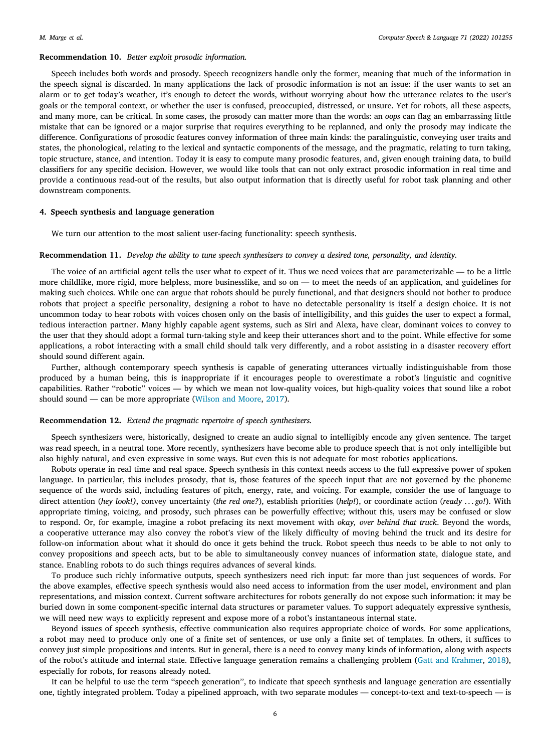**Recommendation 10.** *Better exploit prosodic information.*

Speech includes both words and prosody. Speech recognizers handle only the former, meaning that much of the information in the speech signal is discarded. In many applications the lack of prosodic information is not an issue: if the user wants to set an alarm or to get today's weather, it's enough to detect the words, without worrying about how the utterance relates to the user's goals or the temporal context, or whether the user is confused, preoccupied, distressed, or unsure. Yet for robots, all these aspects, and many more, can be critical. In some cases, the prosody can matter more than the words: an *oops* can flag an embarrassing little mistake that can be ignored or a major surprise that requires everything to be replanned, and only the prosody may indicate the difference. Configurations of prosodic features convey information of three main kinds: the paralinguistic, conveying user traits and states, the phonological, relating to the lexical and syntactic components of the message, and the pragmatic, relating to turn taking, topic structure, stance, and intention. Today it is easy to compute many prosodic features, and, given enough training data, to build classifiers for any specific decision. However, we would like tools that can not only extract prosodic information in real time and provide a continuous read-out of the results, but also output information that is directly useful for robot task planning and other downstream components.

## 4. Speech synthesis and language generation

We turn our attention to the most salient user-facing functionality: speech synthesis.

**Recommendation 11.** *Develop the ability to tune speech synthesizers to convey a desired tone, personality, and identity.*

The voice of an artificial agent tells the user what to expect of it. Thus we need voices that are parameterizable — to be a little more childlike, more rigid, more helpless, more businesslike, and so on — to meet the needs of an application, and guidelines for making such choices. While one can argue that robots should be purely functional, and that designers should not bother to produce robots that project a specific personality, designing a robot to have no detectable personality is itself a design choice. It is not uncommon today to hear robots with voices chosen only on the basis of intelligibility, and this guides the user to expect a formal, tedious interaction partner. Many highly capable agent systems, such as Siri and Alexa, have clear, dominant voices to convey to the user that they should adopt a formal turn-taking style and keep their utterances short and to the point. While effective for some applications, a robot interacting with a small child should talk very differently, and a robot assisting in a disaster recovery effort should sound different again.

Further, although contemporary speech synthesis is capable of generating utterances virtually indistinguishable from those produced by a human being, this is inappropriate if it encourages people to overestimate a robot's linguistic and cognitive capabilities. Rather "robotic" voices — by which we mean not low-quality voices, but high-quality voices that sound like a robot should sound — can be more appropriate (Wilson and Moore, 2017).

**Recommendation 12.** *Extend the pragmatic repertoire of speech synthesizers.*

Speech synthesizers were, historically, designed to create an audio signal to intelligibly encode any given sentence. The target was read speech, in a neutral tone. More recently, synthesizers have become able to produce speech that is not only intelligible but also highly natural, and even expressive in some ways. But even this is not adequate for most robotics applications.

Robots operate in real time and real space. Speech synthesis in this context needs access to the full expressive power of spoken language. In particular, this includes prosody, that is, those features of the speech input that are not governed by the phoneme sequence of the words said, including features of pitch, energy, rate, and voicing. For example, consider the use of language to direct attention (*hey look!*), convey uncertainty (*the red one?*), establish priorities (*help!*), or coordinate action (*ready ... go!*). With appropriate timing, voicing, and prosody, such phrases can be powerfully effective; without this, users may be confused or slow to respond. Or, for example, imagine a robot prefacing its next movement with *okay, over behind that truck*. Beyond the words, a cooperative utterance may also convey the robot's view of the likely difficulty of moving behind the truck and its desire for follow-on information about what it should do once it gets behind the truck. Robot speech thus needs to be able to not only to convey propositions and speech acts, but to be able to simultaneously convey nuances of information state, dialogue state, and stance. Enabling robots to do such things requires advances of several kinds.

To produce such richly informative outputs, speech synthesizers need rich input: far more than just sequences of words. For the above examples, effective speech synthesis would also need access to information from the user model, environment and plan representations, and mission context. Current software architectures for robots generally do not expose such information: it may be buried down in some component-specific internal data structures or parameter values. To support adequately expressive synthesis, we will need new ways to explicitly represent and expose more of a robot's instantaneous internal state.

Beyond issues of speech synthesis, effective communication also requires appropriate choice of words. For some applications, a robot may need to produce only one of a finite set of sentences, or use only a finite set of templates. In others, it suffices to convey just simple propositions and intents. But in general, there is a need to convey many kinds of information, along with aspects of the robot's attitude and internal state. Effective language generation remains a challenging problem (Gatt and Krahmer, 2018), especially for robots, for reasons already noted.

It can be helpful to use the term "speech generation", to indicate that speech synthesis and language generation are essentially one, tightly integrated problem. Today a pipelined approach, with two separate modules — concept-to-text and text-to-speech — is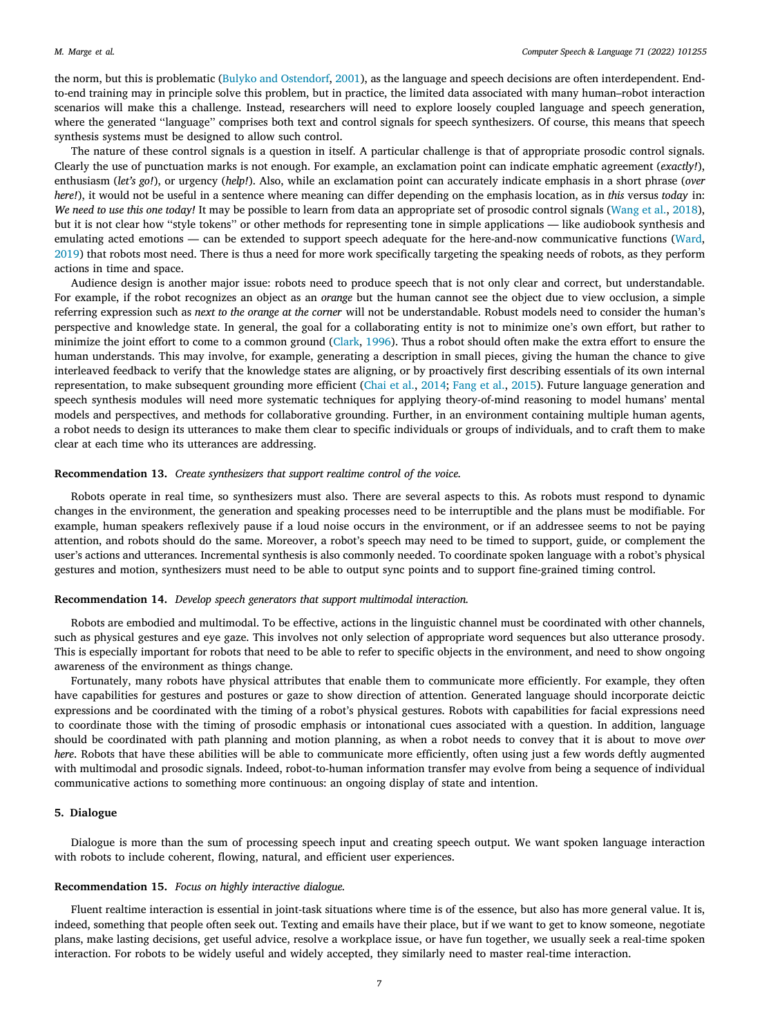the norm, but this is problematic (Bulyko and Ostendorf, 2001), as the language and speech decisions are often interdependent. End-to-end training may in principle solve this problem, but in practice, the limited data associated with many human–robot interaction scenarios will make this a challenge. Instead, researchers will need to explore loosely coupled language and speech generation, where the generated "language" comprises both text and control signals for speech synthesizers. Of course, this means that speech synthesis systems must be designed to allow such control.

The nature of these control signals is a question in itself. A particular challenge is that of appropriate prosodic control signals. Clearly the use of punctuation marks is not enough. For example, an exclamation point can indicate emphatic agreement (*exactly!*), enthusiasm (*let's go!*), or urgency (*help!*). Also, while an exclamation point can accurately indicate emphasis in a short phrase (*over here!*), it would not be useful in a sentence where meaning can differ depending on the emphasis location, as in *this* versus *today* in: *We need to use this one today!* It may be possible to learn from data an appropriate set of prosodic control signals (Wang et al., 2018), but it is not clear how "style tokens" or other methods for representing tone in simple applications — like audiobook synthesis and emulating acted emotions — can be extended to support speech adequate for the here-and-now communicative functions (Ward, 2019) that robots most need. There is thus a need for more work specifically targeting the speaking needs of robots, as they perform actions in time and space.

Audience design is another major issue: robots need to produce speech that is not only clear and correct, but understandable. For example, if the robot recognizes an object as an *orange* but the human cannot see the object due to view occlusion, a simple referring expression such as *next to the orange at the corner* will not be understandable. Robust models need to consider the human's perspective and knowledge state. In general, the goal for a collaborating entity is not to minimize one's own effort, but rather to minimize the joint effort to come to a common ground (Clark, 1996). Thus a robot should often make the extra effort to ensure the human understands. This may involve, for example, generating a description in small pieces, giving the human the chance to give interleaved feedback to verify that the knowledge states are aligning, or by proactively first describing essentials of its own internal representation, to make subsequent grounding more efficient (Chai et al., 2014; Fang et al., 2015). Future language generation and speech synthesis modules will need more systematic techniques for applying theory-of-mind reasoning to model humans' mental models and perspectives, and methods for collaborative grounding. Further, in an environment containing multiple human agents, a robot needs to design its utterances to make them clear to specific individuals or groups of individuals, and to craft them to make clear at each time who its utterances are addressing.

**Recommendation 13.** *Create synthesizers that support realtime control of the voice.*

Robots operate in real time, so synthesizers must also. There are several aspects to this. As robots must respond to dynamic changes in the environment, the generation and speaking processes need to be interruptible and the plans must be modifiable. For example, human speakers reflexively pause if a loud noise occurs in the environment, or if an addressee seems to not be paying attention, and robots should do the same. Moreover, a robot's speech may need to be timed to support, guide, or complement the user's actions and utterances. Incremental synthesis is also commonly needed. To coordinate spoken language with a robot's physical gestures and motion, synthesizers must need to be able to output sync points and to support fine-grained timing control.

**Recommendation 14.** *Develop speech generators that support multimodal interaction.*

Robots are embodied and multimodal. To be effective, actions in the linguistic channel must be coordinated with other channels, such as physical gestures and eye gaze. This involves not only selection of appropriate word sequences but also utterance prosody. This is especially important for robots that need to be able to refer to specific objects in the environment, and need to show ongoing awareness of the environment as things change.

Fortunately, many robots have physical attributes that enable them to communicate more efficiently. For example, they often have capabilities for gestures and postures or gaze to show direction of attention. Generated language should incorporate deictic expressions and be coordinated with the timing of a robot's physical gestures. Robots with capabilities for facial expressions need to coordinate those with the timing of prosodic emphasis or intonational cues associated with a question. In addition, language should be coordinated with path planning and motion planning, as when a robot needs to convey that it is about to move *over here*. Robots that have these abilities will be able to communicate more efficiently, often using just a few words deftly augmented with multimodal and prosodic signals. Indeed, robot-to-human information transfer may evolve from being a sequence of individual communicative actions to something more continuous: an ongoing display of state and intention.

## 5. Dialogue

Dialogue is more than the sum of processing speech input and creating speech output. We want spoken language interaction with robots to include coherent, flowing, natural, and efficient user experiences.

**Recommendation 15.** *Focus on highly interactive dialogue.*

Fluent realtime interaction is essential in joint-task situations where time is of the essence, but also has more general value. It is, indeed, something that people often seek out. Texting and emails have their place, but if we want to get to know someone, negotiate plans, make lasting decisions, get useful advice, resolve a workplace issue, or have fun together, we usually seek a real-time spoken interaction. For robots to be widely useful and widely accepted, they similarly need to master real-time interaction.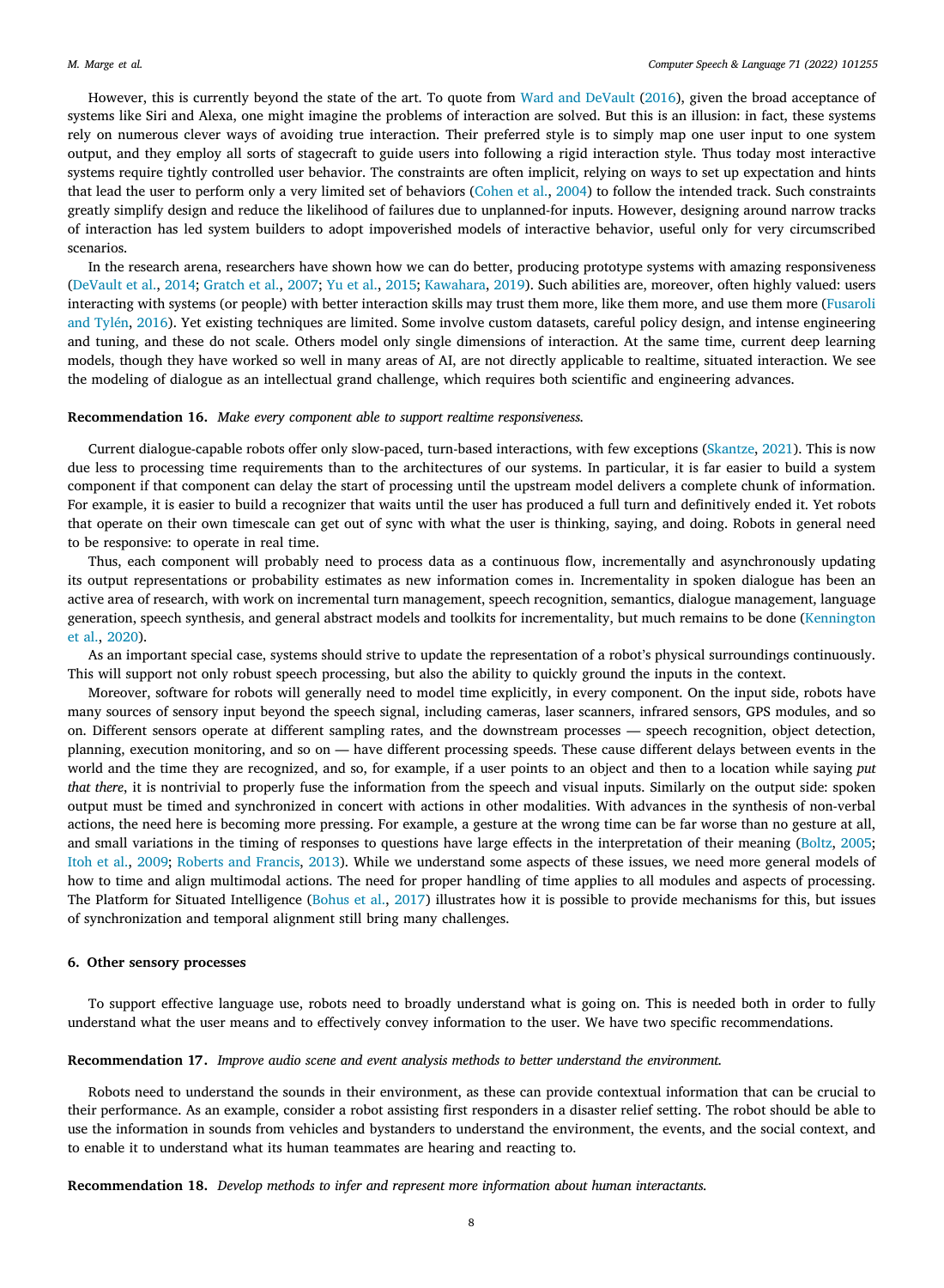However, this is currently beyond the state of the art. To quote from Ward and DeVault (2016), given the broad acceptance of systems like Siri and Alexa, one might imagine the problems of interaction are solved. But this is an illusion: in fact, these systems rely on numerous clever ways of avoiding true interaction. Their preferred style is to simply map one user input to one system output, and they employ all sorts of stagecraft to guide users into following a rigid interaction style. Thus today most interactive systems require tightly controlled user behavior. The constraints are often implicit, relying on ways to set up expectation and hints that lead the user to perform only a very limited set of behaviors (Cohen et al., 2004) to follow the intended track. Such constraints greatly simplify design and reduce the likelihood of failures due to unplanned-for inputs. However, designing around narrow tracks of interaction has led system builders to adopt impoverished models of interactive behavior, useful only for very circumscribed scenarios.

In the research arena, researchers have shown how we can do better, producing prototype systems with amazing responsiveness (DeVault et al., 2014; Gratch et al., 2007; Yu et al., 2015; Kawahara, 2019). Such abilities are, moreover, often highly valued: users interacting with systems (or people) with better interaction skills may trust them more, like them more, and use them more (Fusaroli and Tylén, 2016). Yet existing techniques are limited. Some involve custom datasets, careful policy design, and intense engineering and tuning, and these do not scale. Others model only single dimensions of interaction. At the same time, current deep learning models, though they have worked so well in many areas of AI, are not directly applicable to realtime, situated interaction. We see the modeling of dialogue as an intellectual grand challenge, which requires both scientific and engineering advances.

**Recommendation 16.** *Make every component able to support realtime responsiveness.*

Current dialogue-capable robots offer only slow-paced, turn-based interactions, with few exceptions (Skantze, 2021). This is now due less to processing time requirements than to the architectures of our systems. In particular, it is far easier to build a system component if that component can delay the start of processing until the upstream model delivers a complete chunk of information. For example, it is easier to build a recognizer that waits until the user has produced a full turn and definitively ended it. Yet robots that operate on their own timescale can get out of sync with what the user is thinking, saying, and doing. Robots in general need to be responsive: to operate in real time.

Thus, each component will probably need to process data as a continuous flow, incrementally and asynchronously updating its output representations or probability estimates as new information comes in. Incrementality in spoken dialogue has been an active area of research, with work on incremental turn management, speech recognition, semantics, dialogue management, language generation, speech synthesis, and general abstract models and toolkits for incrementality, but much remains to be done (Kennington et al., 2020).

As an important special case, systems should strive to update the representation of a robot's physical surroundings continuously. This will support not only robust speech processing, but also the ability to quickly ground the inputs in the context.

Moreover, software for robots will generally need to model time explicitly, in every component. On the input side, robots have many sources of sensory input beyond the speech signal, including cameras, laser scanners, infrared sensors, GPS modules, and so on. Different sensors operate at different sampling rates, and the downstream processes — speech recognition, object detection, planning, execution monitoring, and so on — have different processing speeds. These cause different delays between events in the world and the time they are recognized, and so, for example, if a user points to an object and then to a location while saying *put that there*, it is nontrivial to properly fuse the information from the speech and visual inputs. Similarly on the output side: spoken output must be timed and synchronized in concert with actions in other modalities. With advances in the synthesis of non-verbal actions, the need here is becoming more pressing. For example, a gesture at the wrong time can be far worse than no gesture at all, and small variations in the timing of responses to questions have large effects in the interpretation of their meaning (Boltz, 2005; Itoh et al., 2009; Roberts and Francis, 2013). While we understand some aspects of these issues, we need more general models of how to time and align multimodal actions. The need for proper handling of time applies to all modules and aspects of processing. The Platform for Situated Intelligence (Bohus et al., 2017) illustrates how it is possible to provide mechanisms for this, but issues of synchronization and temporal alignment still bring many challenges.

## 6. Other sensory processes

To support effective language use, robots need to broadly understand what is going on. This is needed both in order to fully understand what the user means and to effectively convey information to the user. We have two specific recommendations.

**Recommendation 17.** *Improve audio scene and event analysis methods to better understand the environment.*

Robots need to understand the sounds in their environment, as these can provide contextual information that can be crucial to their performance. As an example, consider a robot assisting first responders in a disaster relief setting. The robot should be able to use the information in sounds from vehicles and bystanders to understand the environment, the events, and the social context, and to enable it to understand what its human teammates are hearing and reacting to.

**Recommendation 18.** *Develop methods to infer and represent more information about human interactants.*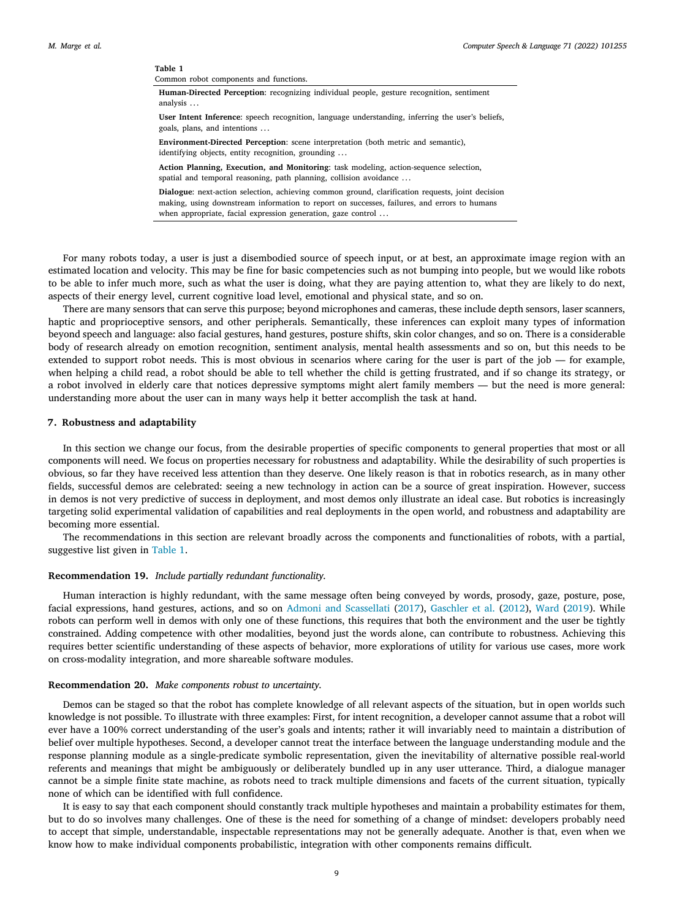**Table 1**
Common robot components and functions.

| |
|---|
| **Human-Directed Perception**: recognizing individual people, gesture recognition, sentiment analysis ... |
| **User Intent Inference**: speech recognition, language understanding, inferring the user's beliefs, goals, plans, and intentions ... |
| **Environment-Directed Perception**: scene interpretation (both metric and semantic), identifying objects, entity recognition, grounding ... |
| **Action Planning, Execution, and Monitoring**: task modeling, action-sequence selection, spatial and temporal reasoning, path planning, collision avoidance ... |
| **Dialogue**: next-action selection, achieving common ground, clarification requests, joint decision making, using downstream information to report on successes, failures, and errors to humans when appropriate, facial expression generation, gaze control ... |

For many robots today, a user is just a disembodied source of speech input, or at best, an approximate image region with an estimated location and velocity. This may be fine for basic competencies such as not bumping into people, but we would like robots to be able to infer much more, such as what the user is doing, what they are paying attention to, what they are likely to do next, aspects of their energy level, current cognitive load level, emotional and physical state, and so on.

There are many sensors that can serve this purpose; beyond microphones and cameras, these include depth sensors, laser scanners, haptic and proprioceptive sensors, and other peripherals. Semantically, these inferences can exploit many types of information beyond speech and language: also facial gestures, hand gestures, posture shifts, skin color changes, and so on. There is a considerable body of research already on emotion recognition, sentiment analysis, mental health assessments and so on, but this needs to be extended to support robot needs. This is most obvious in scenarios where caring for the user is part of the job — for example, when helping a child read, a robot should be able to tell whether the child is getting frustrated, and if so change its strategy, or a robot involved in elderly care that notices depressive symptoms might alert family members — but the need is more general: understanding more about the user can in many ways help it better accomplish the task at hand.

## 7. Robustness and adaptability

In this section we change our focus, from the desirable properties of specific components to general properties that most or all components will need. We focus on properties necessary for robustness and adaptability. While the desirability of such properties is obvious, so far they have received less attention than they deserve. One likely reason is that in robotics research, as in many other fields, successful demos are celebrated: seeing a new technology in action can be a source of great inspiration. However, success in demos is not very predictive of success in deployment, and most demos only illustrate an ideal case. But robotics is increasingly targeting solid experimental validation of capabilities and real deployments in the open world, and robustness and adaptability are becoming more essential.

The recommendations in this section are relevant broadly across the components and functionalities of robots, with a partial, suggestive list given in Table 1.

**Recommendation 19.** *Include partially redundant functionality.*

Human interaction is highly redundant, with the same message often being conveyed by words, prosody, gaze, posture, pose, facial expressions, hand gestures, actions, and so on Admoni and Scassellati (2017), Gaschler et al. (2012), Ward (2019). While robots can perform well in demos with only one of these functions, this requires that both the environment and the user be tightly constrained. Adding competence with other modalities, beyond just the words alone, can contribute to robustness. Achieving this requires better scientific understanding of these aspects of behavior, more explorations of utility for various use cases, more work on cross-modality integration, and more shareable software modules.

**Recommendation 20.** *Make components robust to uncertainty.*

Demos can be staged so that the robot has complete knowledge of all relevant aspects of the situation, but in open worlds such knowledge is not possible. To illustrate with three examples: First, for intent recognition, a developer cannot assume that a robot will ever have a 100% correct understanding of the user's goals and intents; rather it will invariably need to maintain a distribution of belief over multiple hypotheses. Second, a developer cannot treat the interface between the language understanding module and the response planning module as a single-predicate symbolic representation, given the inevitability of alternative possible real-world referents and meanings that might be ambiguously or deliberately bundled up in any user utterance. Third, a dialogue manager cannot be a simple finite state machine, as robots need to track multiple dimensions and facets of the current situation, typically none of which can be identified with full confidence.

It is easy to say that each component should constantly track multiple hypotheses and maintain a probability estimates for them, but to do so involves many challenges. One of these is the need for something of a change of mindset: developers probably need to accept that simple, understandable, inspectable representations may not be generally adequate. Another is that, even when we know how to make individual components probabilistic, integration with other components remains difficult.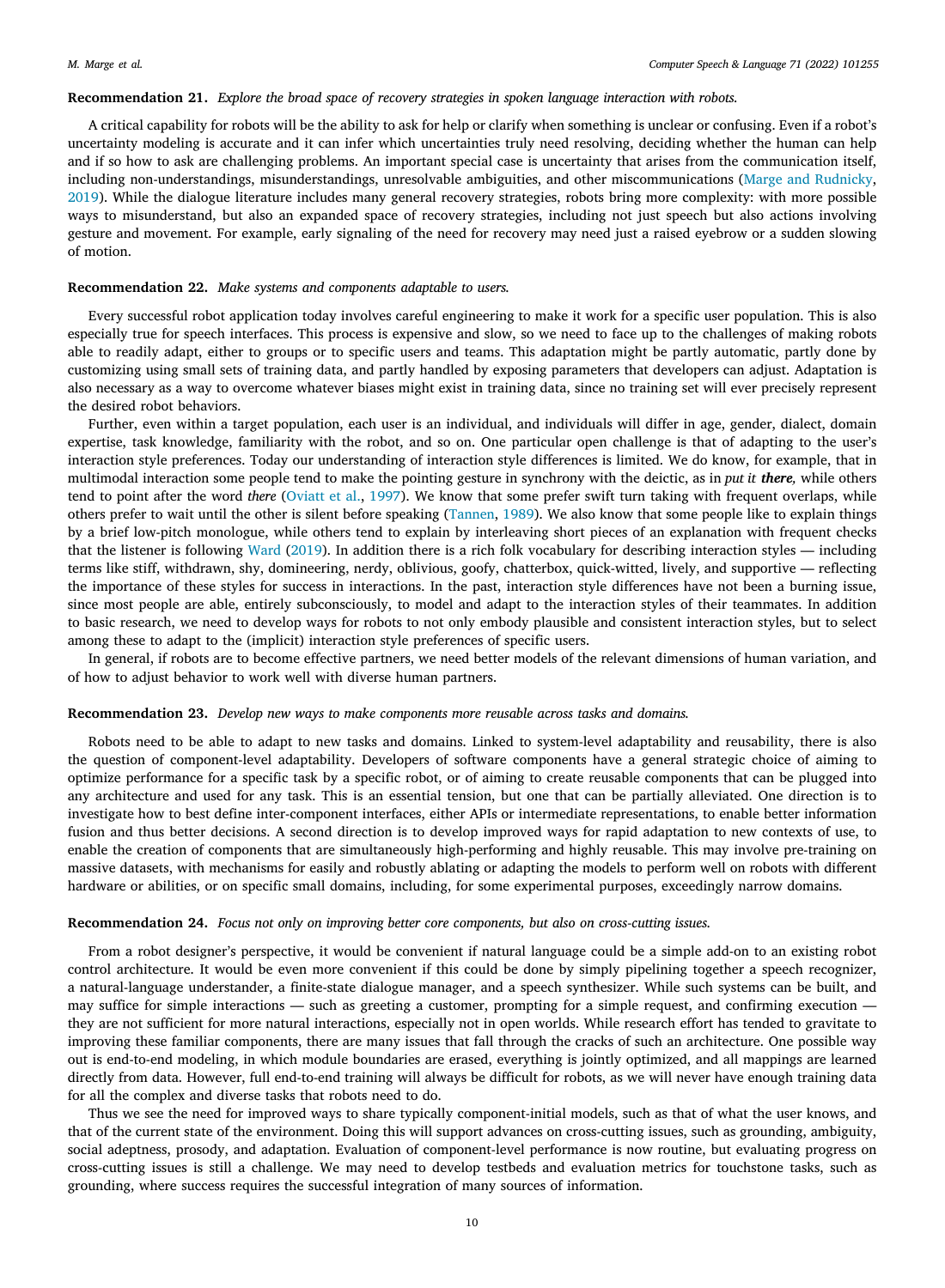**Recommendation 21.** *Explore the broad space of recovery strategies in spoken language interaction with robots.*

A critical capability for robots will be the ability to ask for help or clarify when something is unclear or confusing. Even if a robot's uncertainty modeling is accurate and it can infer which uncertainties truly need resolving, deciding whether the human can help and if so how to ask are challenging problems. An important special case is uncertainty that arises from the communication itself, including non-understandings, misunderstandings, unresolvable ambiguities, and other miscommunications (Marge and Rudnicky, 2019). While the dialogue literature includes many general recovery strategies, robots bring more complexity: with more possible ways to misunderstand, but also an expanded space of recovery strategies, including not just speech but also actions involving gesture and movement. For example, early signaling of the need for recovery may need just a raised eyebrow or a sudden slowing of motion.

**Recommendation 22.** *Make systems and components adaptable to users.*

Every successful robot application today involves careful engineering to make it work for a specific user population. This is also especially true for speech interfaces. This process is expensive and slow, so we need to face up to the challenges of making robots able to readily adapt, either to groups or to specific users and teams. This adaptation might be partly automatic, partly done by customizing using small sets of training data, and partly handled by exposing parameters that developers can adjust. Adaptation is also necessary as a way to overcome whatever biases might exist in training data, since no training set will ever precisely represent the desired robot behaviors.

Further, even within a target population, each user is an individual, and individuals will differ in age, gender, dialect, domain expertise, task knowledge, familiarity with the robot, and so on. One particular open challenge is that of adapting to the user's interaction style preferences. Today our understanding of interaction style differences is limited. We do know, for example, that in multimodal interaction some people tend to make the pointing gesture in synchrony with the deictic, as in *put it **there**,* while others tend to point after the word *there* (Oviatt et al., 1997). We know that some prefer swift turn taking with frequent overlaps, while others prefer to wait until the other is silent before speaking (Tannen, 1989). We also know that some people like to explain things by a brief low-pitch monologue, while others tend to explain by interleaving short pieces of an explanation with frequent checks that the listener is following Ward (2019). In addition there is a rich folk vocabulary for describing interaction styles — including terms like stiff, withdrawn, shy, domineering, nerdy, oblivious, goofy, chatterbox, quick-witted, lively, and supportive — reflecting the importance of these styles for success in interactions. In the past, interaction style differences have not been a burning issue, since most people are able, entirely subconsciously, to model and adapt to the interaction styles of their teammates. In addition to basic research, we need to develop ways for robots to not only embody plausible and consistent interaction styles, but to select among these to adapt to the (implicit) interaction style preferences of specific users.

In general, if robots are to become effective partners, we need better models of the relevant dimensions of human variation, and of how to adjust behavior to work well with diverse human partners.

**Recommendation 23.** *Develop new ways to make components more reusable across tasks and domains.*

Robots need to be able to adapt to new tasks and domains. Linked to system-level adaptability and reusability, there is also the question of component-level adaptability. Developers of software components have a general strategic choice of aiming to optimize performance for a specific task by a specific robot, or of aiming to create reusable components that can be plugged into any architecture and used for any task. This is an essential tension, but one that can be partially alleviated. One direction is to investigate how to best define inter-component interfaces, either APIs or intermediate representations, to enable better information fusion and thus better decisions. A second direction is to develop improved ways for rapid adaptation to new contexts of use, to enable the creation of components that are simultaneously high-performing and highly reusable. This may involve pre-training on massive datasets, with mechanisms for easily and robustly ablating or adapting the models to perform well on robots with different hardware or abilities, or on specific small domains, including, for some experimental purposes, exceedingly narrow domains.

**Recommendation 24.** *Focus not only on improving better core components, but also on cross-cutting issues.*

From a robot designer's perspective, it would be convenient if natural language could be a simple add-on to an existing robot control architecture. It would be even more convenient if this could be done by simply pipelining together a speech recognizer, a natural-language understander, a finite-state dialogue manager, and a speech synthesizer. While such systems can be built, and may suffice for simple interactions — such as greeting a customer, prompting for a simple request, and confirming execution — they are not sufficient for more natural interactions, especially not in open worlds. While research effort has tended to gravitate to improving these familiar components, there are many issues that fall through the cracks of such an architecture. One possible way out is end-to-end modeling, in which module boundaries are erased, everything is jointly optimized, and all mappings are learned directly from data. However, full end-to-end training will always be difficult for robots, as we will never have enough training data for all the complex and diverse tasks that robots need to do.

Thus we see the need for improved ways to share typically component-initial models, such as that of what the user knows, and that of the current state of the environment. Doing this will support advances on cross-cutting issues, such as grounding, ambiguity, social adeptness, prosody, and adaptation. Evaluation of component-level performance is now routine, but evaluating progress on cross-cutting issues is still a challenge. We may need to develop testbeds and evaluation metrics for touchstone tasks, such as grounding, where success requires the successful integration of many sources of information.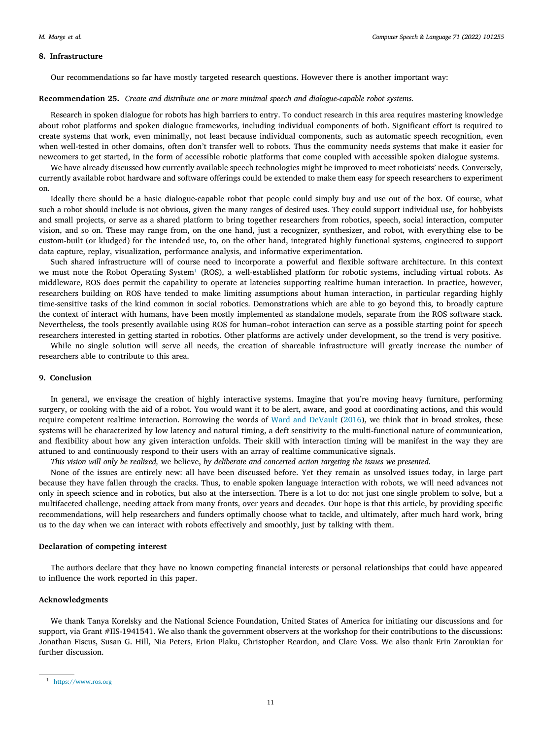## 8. Infrastructure

Our recommendations so far have mostly targeted research questions. However there is another important way:

**Recommendation 25.** *Create and distribute one or more minimal speech and dialogue-capable robot systems.*

Research in spoken dialogue for robots has high barriers to entry. To conduct research in this area requires mastering knowledge about robot platforms and spoken dialogue frameworks, including individual components of both. Significant effort is required to create systems that work, even minimally, not least because individual components, such as automatic speech recognition, even when well-tested in other domains, often don't transfer well to robots. Thus the community needs systems that make it easier for newcomers to get started, in the form of accessible robotic platforms that come coupled with accessible spoken dialogue systems.

We have already discussed how currently available speech technologies might be improved to meet roboticists' needs. Conversely, currently available robot hardware and software offerings could be extended to make them easy for speech researchers to experiment on.

Ideally there should be a basic dialogue-capable robot that people could simply buy and use out of the box. Of course, what such a robot should include is not obvious, given the many ranges of desired uses. They could support individual use, for hobbyists and small projects, or serve as a shared platform to bring together researchers from robotics, speech, social interaction, computer vision, and so on. These may range from, on the one hand, just a recognizer, synthesizer, and robot, with everything else to be custom-built (or kludged) for the intended use, to, on the other hand, integrated highly functional systems, engineered to support data capture, replay, visualization, performance analysis, and informative experimentation.

Such shared infrastructure will of course need to incorporate a powerful and flexible software architecture. In this context we must note the Robot Operating System[1] (ROS), a well-established platform for robotic systems, including virtual robots. As middleware, ROS does permit the capability to operate at latencies supporting realtime human interaction. In practice, however, researchers building on ROS have tended to make limiting assumptions about human interaction, in particular regarding highly time-sensitive tasks of the kind common in social robotics. Demonstrations which are able to go beyond this, to broadly capture the context of interact with humans, have been mostly implemented as standalone models, separate from the ROS software stack. Nevertheless, the tools presently available using ROS for human–robot interaction can serve as a possible starting point for speech researchers interested in getting started in robotics. Other platforms are actively under development, so the trend is very positive.

While no single solution will serve all needs, the creation of shareable infrastructure will greatly increase the number of researchers able to contribute to this area.

## 9. Conclusion

In general, we envisage the creation of highly interactive systems. Imagine that you're moving heavy furniture, performing surgery, or cooking with the aid of a robot. You would want it to be alert, aware, and good at coordinating actions, and this would require competent realtime interaction. Borrowing the words of Ward and DeVault (2016), we think that in broad strokes, these systems will be characterized by low latency and natural timing, a deft sensitivity to the multi-functional nature of communication, and flexibility about how any given interaction unfolds. Their skill with interaction timing will be manifest in the way they are attuned to and continuously respond to their users with an array of realtime communicative signals.

*This vision will only be realized,* we believe, *by deliberate and concerted action targeting the issues we presented.*

None of the issues are entirely new: all have been discussed before. Yet they remain as unsolved issues today, in large part because they have fallen through the cracks. Thus, to enable spoken language interaction with robots, we will need advances not only in speech science and in robotics, but also at the intersection. There is a lot to do: not just one single problem to solve, but a multifaceted challenge, needing attack from many fronts, over years and decades. Our hope is that this article, by providing specific recommendations, will help researchers and funders optimally choose what to tackle, and ultimately, after much hard work, bring us to the day when we can interact with robots effectively and smoothly, just by talking with them.

### Declaration of competing interest

The authors declare that they have no known competing financial interests or personal relationships that could have appeared to influence the work reported in this paper.

### Acknowledgments

We thank Tanya Korelsky and the National Science Foundation, United States of America for initiating our discussions and for support, via Grant #IIS-1941541. We also thank the government observers at the workshop for their contributions to the discussions: Jonathan Fiscus, Susan G. Hill, Nia Peters, Erion Plaku, Christopher Reardon, and Clare Voss. We also thank Erin Zaroukian for further discussion.

[1] https://www.ros.org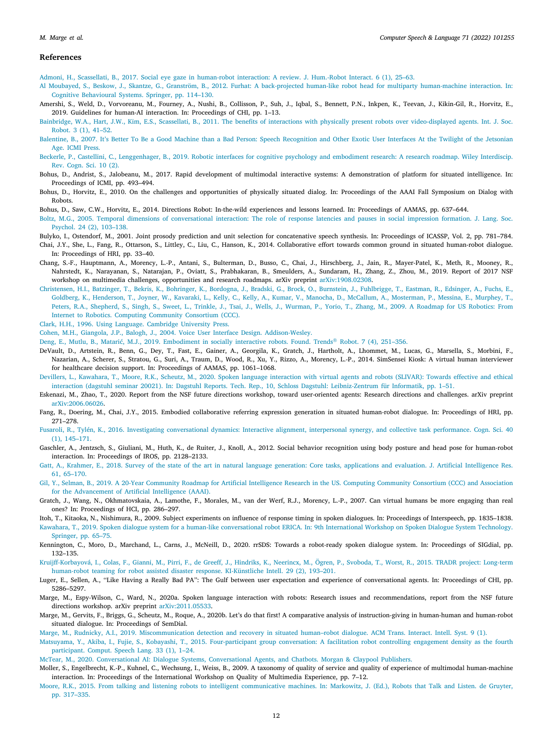## References

Admoni, H., Scassellati, B., 2017. Social eye gaze in human-robot interaction: A review. J. Hum.-Robot Interact. 6 (1), 25–63.

Al Moubayed, S., Beskow, J., Skantze, G., Granström, B., 2012. Furhat: A back-projected human-like robot head for multiparty human-machine interaction. In: Cognitive Behavioural Systems. Springer, pp. 114–130.

Amershi, S., Weld, D., Vorvoreanu, M., Fourney, A., Nushi, B., Collisson, P., Suh, J., Iqbal, S., Bennett, P.N., Inkpen, K., Teevan, J., Kikin-Gil, R., Horvitz, E., 2019. Guidelines for human-AI interaction. In: Proceedings of CHI, pp. 1–13.

Bainbridge, W.A., Hart, J.W., Kim, E.S., Scassellati, B., 2011. The benefits of interactions with physically present robots over video-displayed agents. Int. J. Soc. Robot. 3 (1), 41–52.

Balentine, B., 2007. It's Better To Be a Good Machine than a Bad Person: Speech Recognition and Other Exotic User Interfaces At the Twilight of the Jetsonian Age. ICMI Press.

Beckerle, P., Castellini, C., Lenggenhager, B., 2019. Robotic interfaces for cognitive psychology and embodiment research: A research roadmap. Wiley Interdiscip. Rev. Cogn. Sci. 10 (2).

Bohus, D., Andrist, S., Jalobeanu, M., 2017. Rapid development of multimodal interactive systems: A demonstration of platform for situated intelligence. In: Proceedings of ICMI, pp. 493–494.

Bohus, D., Horvitz, E., 2010. On the challenges and opportunities of physically situated dialog. In: Proceedings of the AAAI Fall Symposium on Dialog with Robots.

Bohus, D., Saw, C.W., Horvitz, E., 2014. Directions Robot: In-the-wild experiences and lessons learned. In: Proceedings of AAMAS, pp. 637–644.

Boltz, M.G., 2005. Temporal dimensions of conversational interaction: The role of response latencies and pauses in social impression formation. J. Lang. Soc. Psychol. 24 (2), 103–138.

Bulyko, I., Ostendorf, M., 2001. Joint prosody prediction and unit selection for concatenative speech synthesis. In: Proceedings of ICASSP, Vol. 2, pp. 781–784.

Chai, J.Y., She, L., Fang, R., Ottarson, S., Littley, C., Liu, C., Hanson, K., 2014. Collaborative effort towards common ground in situated human-robot dialogue. In: Proceedings of HRI, pp. 33–40.

Chang, S.-F., Hauptmann, A., Morency, L.-P., Antani, S., Bulterman, D., Busso, C., Chai, J., Hirschberg, J., Jain, R., Mayer-Patel, K., Meth, R., Mooney, R., Nahrstedt, K., Narayanan, S., Natarajan, P., Oviatt, S., Prabhakaran, B., Smeulders, A., Sundaram, H., Zhang, Z., Zhou, M., 2019. Report of 2017 NSF workshop on multimedia challenges, opportunities and research roadmaps. arXiv preprint arXiv:1908.02308.

Christensen, H.I., Batzinger, T., Bekris, K., Bohringer, K., Bordogna, J., Bradski, G., Brock, O., Burnstein, J., Fuhlbrigge, T., Eastman, R., Edsinger, A., Fuchs, E., Goldberg, K., Henderson, T., Joyner, W., Kavaraki, L., Kelly, C., Kelly, A., Kumar, V., Manocha, D., McCallum, A., Mosterman, P., Messina, E., Murphey, T., Peters, R.A., Shepherd, S., Singh, S., Sweet, L., Trinkle, J., Tsai, J., Wells, J., Wurman, P., Yorio, T., Zhang, M., 2009. A Roadmap for US Robotics: From Internet to Robotics. Computing Community Consortium (CCC).

Clark, H.H., 1996. Using Language. Cambridge University Press.

Cohen, M.H., Giangola, J.P., Balogh, J., 2004. Voice User Interface Design. Addison-Wesley.

Deng, E., Mutlu, B., Matarić, M.J., 2019. Embodiment in socially interactive robots. Found. Trends® Robot. 7 (4), 251–356.

DeVault, D., Artstein, R., Benn, G., Dey, T., Fast, E., Gainer, A., Georgila, K., Gratch, J., Hartholt, A., Lhommet, M., Lucas, G., Marsella, S., Morbini, F., Nazarian, A., Scherer, S., Stratou, G., Suri, A., Traum, D., Wood, R., Xu, Y., Rizzo, A., Morency, L.-P., 2014. SimSensei Kiosk: A virtual human interviewer for healthcare decision support. In: Proceedings of AAMAS, pp. 1061–1068.

Devillers, L., Kawahara, T., Moore, R.K., Scheutz, M., 2020. Spoken language interaction with virtual agents and robots (SLIVAR): Towards effective and ethical interaction (dagstuhl seminar 20021). In: Dagstuhl Reports. Tech. Rep., 10, Schloss Dagstuhl: Leibniz-Zentrum für Informatik, pp. 1–51.

Eskenazi, M., Zhao, T., 2020. Report from the NSF future directions workshop, toward user-oriented agents: Research directions and challenges. arXiv preprint arXiv:2006.06026.

Fang, R., Doering, M., Chai, J.Y., 2015. Embodied collaborative referring expression generation in situated human-robot dialogue. In: Proceedings of HRI, pp. 271–278.

Fusaroli, R., Tylén, K., 2016. Investigating conversational dynamics: Interactive alignment, interpersonal synergy, and collective task performance. Cogn. Sci. 40 (1), 145–171.

Gaschler, A., Jentzsch, S., Giuliani, M., Huth, K., de Ruiter, J., Knoll, A., 2012. Social behavior recognition using body posture and head pose for human-robot interaction. In: Proceedings of IROS, pp. 2128–2133.

Gatt, A., Krahmer, E., 2018. Survey of the state of the art in natural language generation: Core tasks, applications and evaluation. J. Artificial Intelligence Res. 61, 65–170.

Gil, Y., Selman, B., 2019. A 20-Year Community Roadmap for Artificial Intelligence Research in the US. Computing Community Consortium (CCC) and Association for the Advancement of Artificial Intelligence (AAAI).

Gratch, J., Wang, N., Okhmatovskaia, A., Lamothe, F., Morales, M., van der Werf, R.J., Morency, L.-P., 2007. Can virtual humans be more engaging than real ones? In: Proceedings of HCI, pp. 286–297.

Itoh, T., Kitaoka, N., Nishimura, R., 2009. Subject experiments on influence of response timing in spoken dialogues. In: Proceedings of Interspeech, pp. 1835–1838.

Kawahara, T., 2019. Spoken dialogue system for a human-like conversational robot ERICA. In: 9th International Workshop on Spoken Dialogue System Technology. Springer, pp. 65–75.

Kennington, C., Moro, D., Marchand, L., Carns, J., McNeill, D., 2020. rrSDS: Towards a robot-ready spoken dialogue system. In: Proceedings of SIGdial, pp. 132–135.

Kruijff-Korbayová, I., Colas, F., Gianni, M., Pirri, F., de Greeff, J., Hindriks, K., Neerincx, M., Ögren, P., Svoboda, T., Worst, R., 2015. TRADR project: Long-term human-robot teaming for robot assisted disaster response. KI-Künstliche Intell. 29 (2), 193–201.

Luger, E., Sellen, A., "Like Having a Really Bad PA": The Gulf between user expectation and experience of conversational agents. In: Proceedings of CHI, pp. 5286–5297.

Marge, M., Espy-Wilson, C., Ward, N., 2020a. Spoken language interaction with robots: Research issues and recommendations, report from the NSF future directions workshop. arXiv preprint arXiv:2011.05533.

Marge, M., Gervits, F., Briggs, G., Scheutz, M., Roque, A., 2020b. Let's do that first! A comparative analysis of instruction-giving in human-human and human-robot situated dialogue. In: Proceedings of SemDial.

Marge, M., Rudnicky, A.I., 2019. Miscommunication detection and recovery in situated human–robot dialogue. ACM Trans. Interact. Intell. Syst. 9 (1).

Matsuyama, Y., Akiba, I., Fujie, S., Kobayashi, T., 2015. Four-participant group conversation: A facilitation robot controlling engagement density as the fourth participant. Comput. Speech Lang. 33 (1), 1–24.

McTear, M., 2020. Conversational AI: Dialogue Systems, Conversational Agents, and Chatbots. Morgan & Claypool Publishers.

Moller, S., Engelbrecht, K.-P., Kuhnel, C., Wechsung, I., Weiss, B., 2009. A taxonomy of quality of service and quality of experience of multimodal human-machine interaction. In: Proceedings of the International Workshop on Quality of Multimedia Experience, pp. 7–12.

Moore, R.K., 2015. From talking and listening robots to intelligent communicative machines. In: Markowitz, J. (Ed.), Robots that Talk and Listen. de Gruyter, pp. 317–335.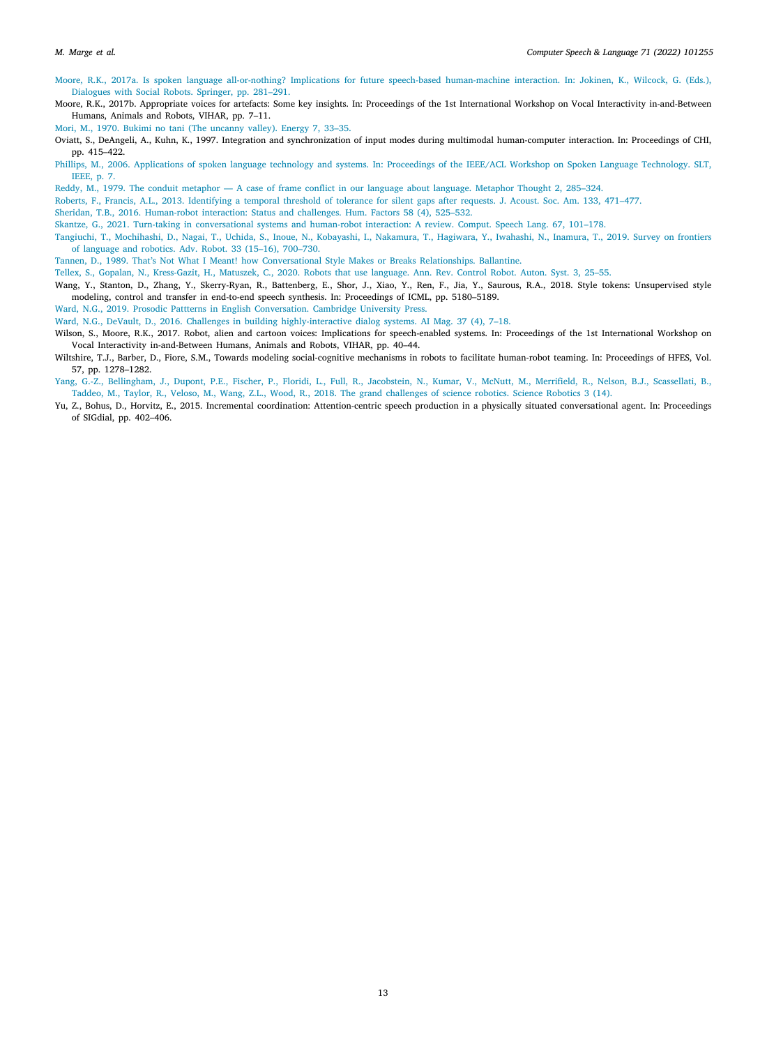Moore, R.K., 2017a. Is spoken language all-or-nothing? Implications for future speech-based human-machine interaction. In: Jokinen, K., Wilcock, G. (Eds.), Dialogues with Social Robots. Springer, pp. 281–291.

Moore, R.K., 2017b. Appropriate voices for artefacts: Some key insights. In: Proceedings of the 1st International Workshop on Vocal Interactivity in-and-Between Humans, Animals and Robots, VIHAR, pp. 7–11.

Mori, M., 1970. Bukimi no tani (The uncanny valley). Energy 7, 33–35.

Oviatt, S., DeAngeli, A., Kuhn, K., 1997. Integration and synchronization of input modes during multimodal human-computer interaction. In: Proceedings of CHI, pp. 415–422.

Phillips, M., 2006. Applications of spoken language technology and systems. In: Proceedings of the IEEE/ACL Workshop on Spoken Language Technology. SLT, IEEE, p. 7.

Reddy, M., 1979. The conduit metaphor — A case of frame conflict in our language about language. Metaphor Thought 2, 285–324.

Roberts, F., Francis, A.L., 2013. Identifying a temporal threshold of tolerance for silent gaps after requests. J. Acoust. Soc. Am. 133, 471–477.

Sheridan, T.B., 2016. Human-robot interaction: Status and challenges. Hum. Factors 58 (4), 525–532.

Skantze, G., 2021. Turn-taking in conversational systems and human-robot interaction: A review. Comput. Speech Lang. 67, 101–178.

Tangiuchi, T., Mochihashi, D., Nagai, T., Uchida, S., Inoue, N., Kobayashi, I., Nakamura, T., Hagiwara, Y., Iwahashi, N., Inamura, T., 2019. Survey on frontiers of language and robotics. Adv. Robot. 33 (15–16), 700–730.

Tannen, D., 1989. That's Not What I Meant! how Conversational Style Makes or Breaks Relationships. Ballantine.

Tellex, S., Gopalan, N., Kress-Gazit, H., Matuszek, C., 2020. Robots that use language. Ann. Rev. Control Robot. Auton. Syst. 3, 25–55.

Wang, Y., Stanton, D., Zhang, Y., Skerry-Ryan, R., Battenberg, E., Shor, J., Xiao, Y., Ren, F., Jia, Y., Saurous, R.A., 2018. Style tokens: Unsupervised style modeling, control and transfer in end-to-end speech synthesis. In: Proceedings of ICML, pp. 5180–5189.

Ward, N.G., 2019. Prosodic Pattterns in English Conversation. Cambridge University Press.

Ward, N.G., DeVault, D., 2016. Challenges in building highly-interactive dialog systems. AI Mag. 37 (4), 7–18.

Wilson, S., Moore, R.K., 2017. Robot, alien and cartoon voices: Implications for speech-enabled systems. In: Proceedings of the 1st International Workshop on Vocal Interactivity in-and-Between Humans, Animals and Robots, VIHAR, pp. 40–44.

Wiltshire, T.J., Barber, D., Fiore, S.M., Towards modeling social-cognitive mechanisms in robots to facilitate human-robot teaming. In: Proceedings of HFES, Vol. 57, pp. 1278–1282.

Yang, G.-Z., Bellingham, J., Dupont, P.E., Fischer, P., Floridi, L., Full, R., Jacobstein, N., Kumar, V., McNutt, M., Merrifield, R., Nelson, B.J., Scassellati, B., Taddeo, M., Taylor, R., Veloso, M., Wang, Z.L., Wood, R., 2018. The grand challenges of science robotics. Science Robotics 3 (14).

Yu, Z., Bohus, D., Horvitz, E., 2015. Incremental coordination: Attention-centric speech production in a physically situated conversational agent. In: Proceedings of SIGdial, pp. 402–406.